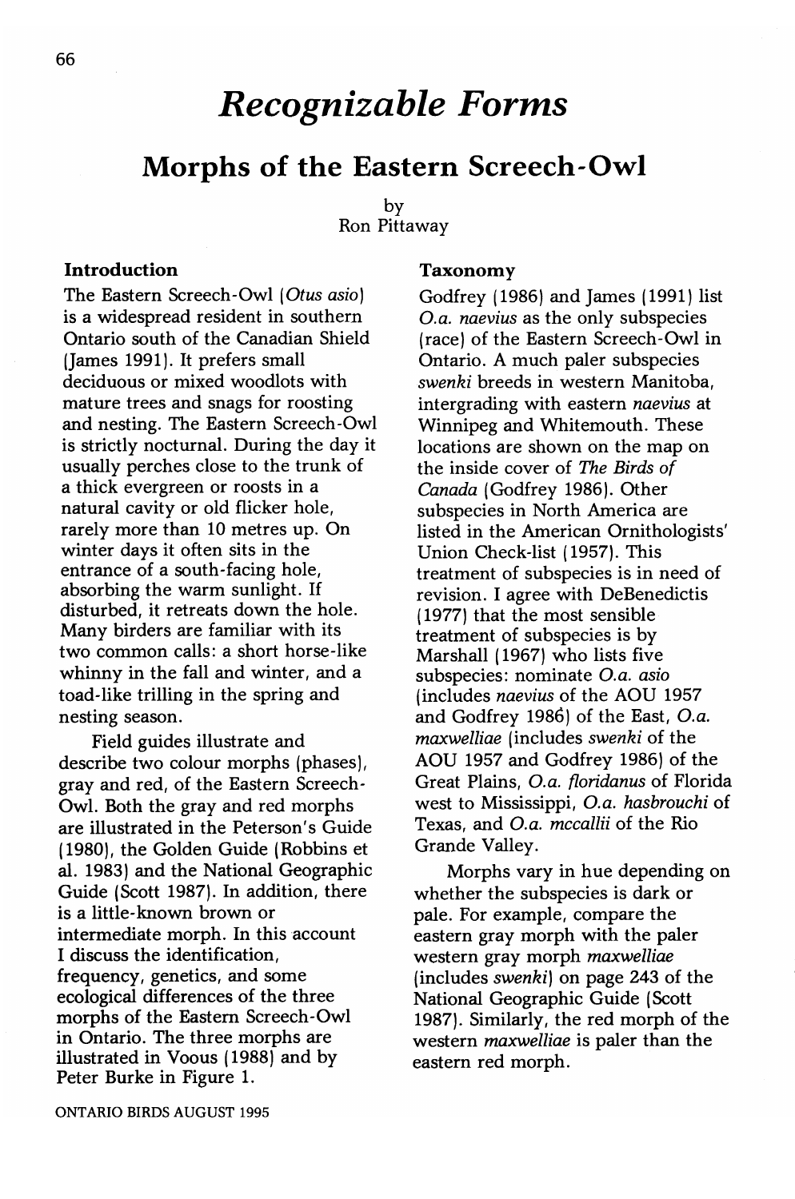# *Recognizable Forms*

## Morphs of the Eastern Screech-Owl

by
Ron Pittaway

### Introduction

The Eastern Screech-Owl (*Otus asio*) is a widespread resident in southern Ontario south of the Canadian Shield (James 1991). It prefers small deciduous or mixed woodlots with mature trees and snags for roosting and nesting. The Eastern Screech-Owl is strictly nocturnal. During the day it usually perches close to the trunk of a thick evergreen or roosts in a natural cavity or old flicker hole, rarely more than 10 metres up. On winter days it often sits in the entrance of a south-facing hole, absorbing the warm sunlight. If disturbed, it retreats down the hole. Many birders are familiar with its two common calls: a short horse-like whinny in the fall and winter, and a toad-like trilling in the spring and nesting season.

Field guides illustrate and describe two colour morphs (phases), gray and red, of the Eastern Screech-Owl. Both the gray and red morphs are illustrated in the Peterson's Guide (1980), the Golden Guide (Robbins et al. 1983) and the National Geographic Guide (Scott 1987). In addition, there is a little-known brown or intermediate morph. In this account I discuss the identification, frequency, genetics, and some ecological differences of the three morphs of the Eastern Screech-Owl in Ontario. The three morphs are illustrated in Voous (1988) and by Peter Burke in Figure 1.

### Taxonomy

Godfrey (1986) and James (1991) list *O.a. naevius* as the only subspecies (race) of the Eastern Screech-Owl in Ontario. A much paler subspecies *swenki* breeds in western Manitoba, intergrading with eastern *naevius* at Winnipeg and Whitemouth. These locations are shown on the map on the inside cover of *The Birds of Canada* (Godfrey 1986). Other subspecies in North America are listed in the American Ornithologists' Union Check-list (1957). This treatment of subspecies is in need of revision. I agree with DeBenedictis (1977) that the most sensible treatment of subspecies is by Marshall (1967) who lists five subspecies: nominate *O.a. asio* (includes *naevius* of the AOU 1957 and Godfrey 1986) of the East, *O.a. maxwelliae* (includes *swenki* of the AOU 1957 and Godfrey 1986) of the Great Plains, *O.a. floridanus* of Florida west to Mississippi, *O.a. hasbrouchi* of Texas, and *O.a. mccallii* of the Rio Grande Valley.

Morphs vary in hue depending on whether the subspecies is dark or pale. For example, compare the eastern gray morph with the paler western gray morph *maxwelliae* (includes *swenki*) on page 243 of the National Geographic Guide (Scott 1987). Similarly, the red morph of the western *maxwelliae* is paler than the eastern red morph.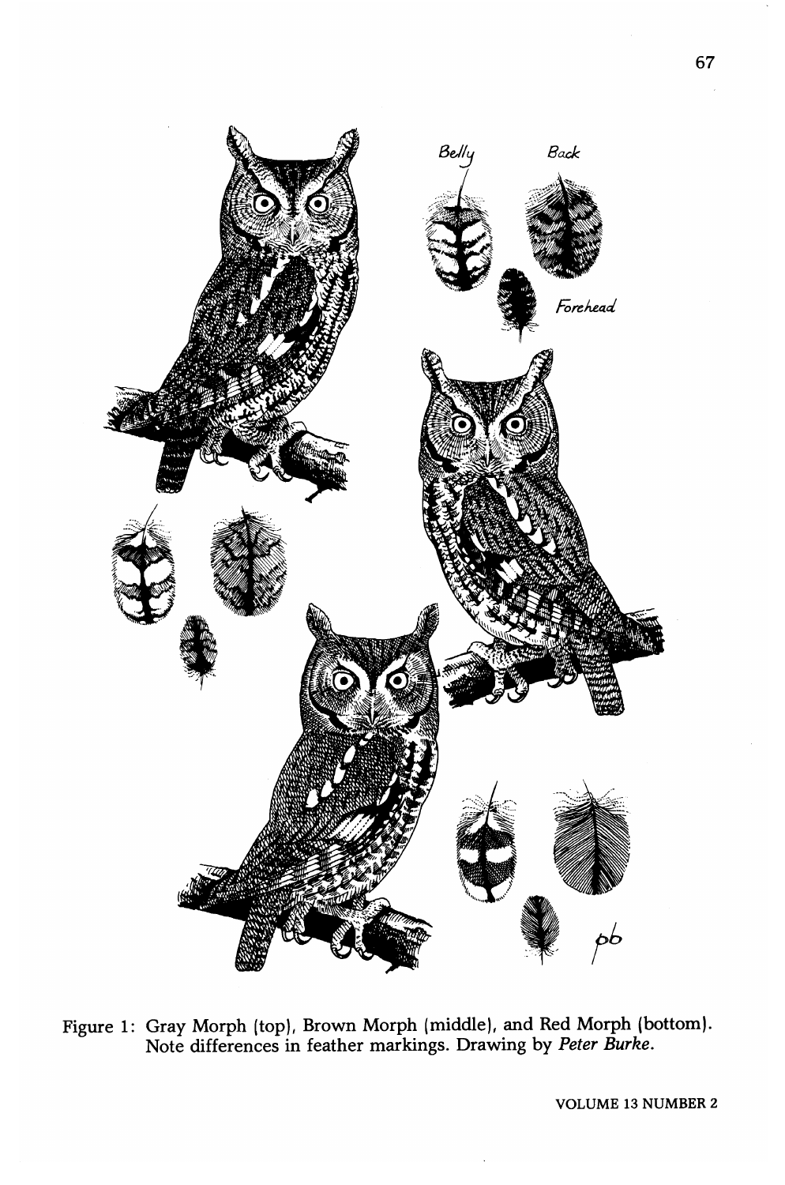Figure 1: Gray Morph (top), Brown Morph (middle), and Red Morph (bottom). Note differences in feather markings. Drawing by *Peter Burke*.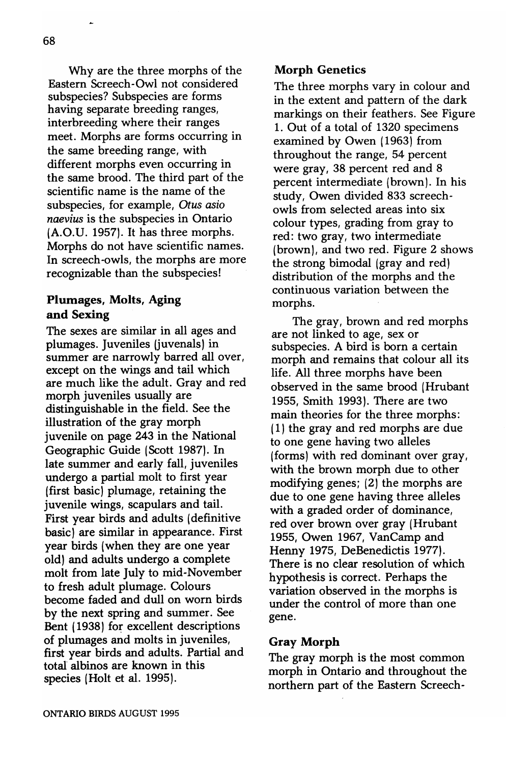Why are the three morphs of the Eastern Screech-Owl not considered subspecies? Subspecies are forms having separate breeding ranges, interbreeding where their ranges meet. Morphs are forms occurring in the same breeding range, with different morphs even occurring in the same brood. The third part of the scientific name is the name of the subspecies, for example, *Otus asio naevius* is the subspecies in Ontario (A.O.U. 1957). It has three morphs. Morphs do not have scientific names. In screech-owls, the morphs are more recognizable than the subspecies!

## Plumages, Molts, Aging and Sexing

The sexes are similar in all ages and plumages. Juveniles (juvenals) in summer are narrowly barred all over, except on the wings and tail which are much like the adult. Gray and red morph juveniles usually are distinguishable in the field. See the illustration of the gray morph juvenile on page 243 in the National Geographic Guide (Scott 1987). In late summer and early fall, juveniles undergo a partial molt to first year (first basic) plumage, retaining the juvenile wings, scapulars and tail. First year birds and adults (definitive basic) are similar in appearance. First year birds (when they are one year old) and adults undergo a complete molt from late July to mid-November to fresh adult plumage. Colours become faded and dull on worn birds by the next spring and summer. See Bent (1938) for excellent descriptions of plumages and molts in juveniles, first year birds and adults. Partial and total albinos are known in this species (Holt et al. 1995).

## Morph Genetics

The three morphs vary in colour and in the extent and pattern of the dark markings on their feathers. See Figure 1. Out of a total of 1320 specimens examined by Owen (1963) from throughout the range, 54 percent were gray, 38 percent red and 8 percent intermediate (brown). In his study, Owen divided 833 screech-owls from selected areas into six colour types, grading from gray to red: two gray, two intermediate (brown), and two red. Figure 2 shows the strong bimodal (gray and red) distribution of the morphs and the continuous variation between the morphs.

The gray, brown and red morphs are not linked to age, sex or subspecies. A bird is born a certain morph and remains that colour all its life. All three morphs have been observed in the same brood (Hrubant 1955, Smith 1993). There are two main theories for the three morphs: (1) the gray and red morphs are due to one gene having two alleles (forms) with red dominant over gray, with the brown morph due to other modifying genes; (2) the morphs are due to one gene having three alleles with a graded order of dominance, red over brown over gray (Hrubant 1955, Owen 1967, VanCamp and Henny 1975, DeBenedictis 1977). There is no clear resolution of which hypothesis is correct. Perhaps the variation observed in the morphs is under the control of more than one gene.

## Gray Morph

The gray morph is the most common morph in Ontario and throughout the northern part of the Eastern Screech-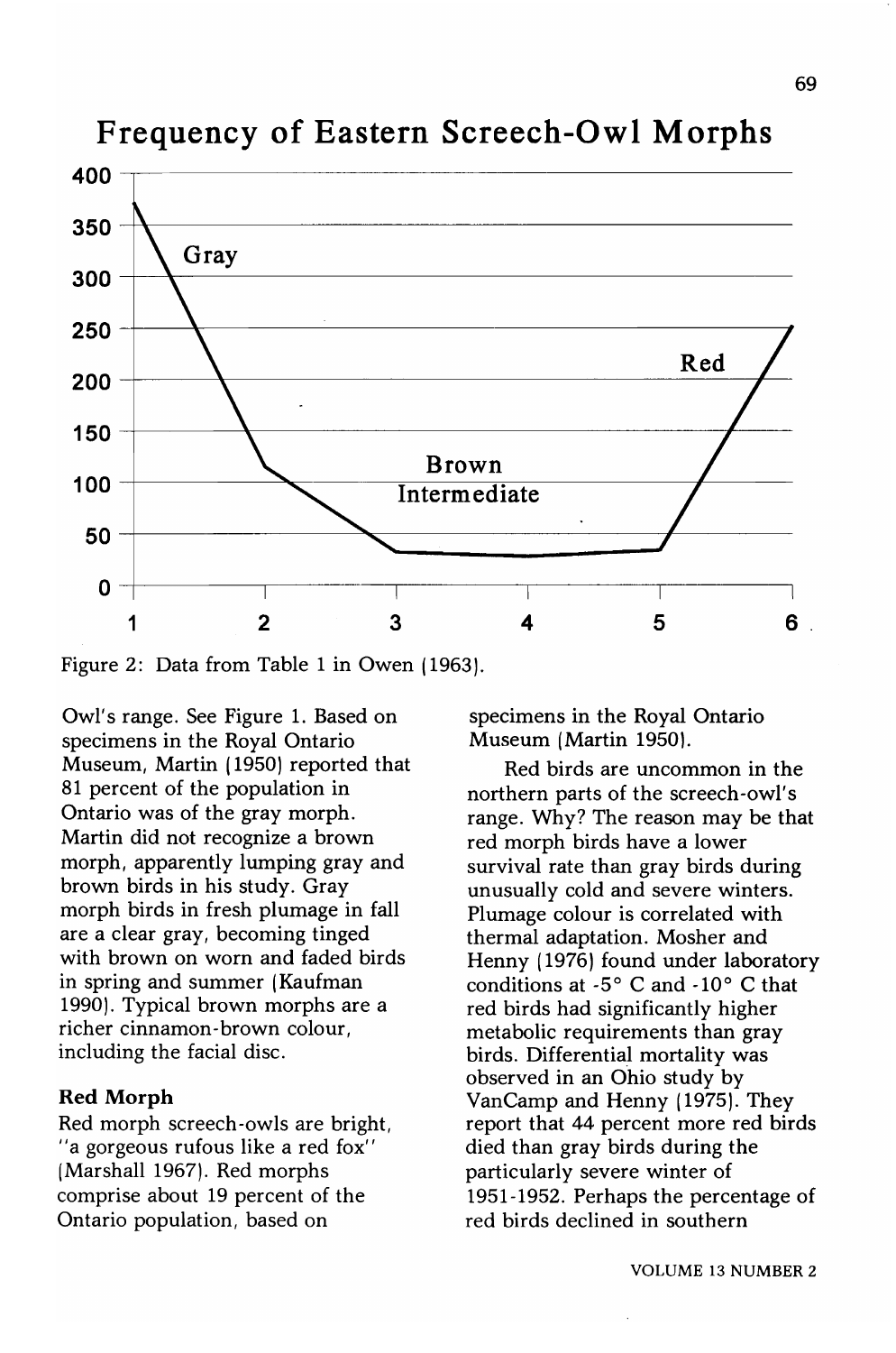Frequency of Eastern Screech-Owl Morphs

Figure 2: Data from Table 1 in Owen (1963).

Owl's range. See Figure 1. Based on specimens in the Royal Ontario Museum, Martin (1950) reported that 81 percent of the population in Ontario was of the gray morph. Martin did not recognize a brown morph, apparently lumping gray and brown birds in his study. Gray morph birds in fresh plumage in fall are a clear gray, becoming tinged with brown on worn and faded birds in spring and summer (Kaufman 1990). Typical brown morphs are a richer cinnamon-brown colour, including the facial disc.

### Red Morph

Red morph screech-owls are bright, "a gorgeous rufous like a red fox" (Marshall 1967). Red morphs comprise about 19 percent of the Ontario population, based on specimens in the Royal Ontario Museum (Martin 1950).

Red birds are uncommon in the northern parts of the screech-owl's range. Why? The reason may be that red morph birds have a lower survival rate than gray birds during unusually cold and severe winters. Plumage colour is correlated with thermal adaptation. Mosher and Henny (1976) found under laboratory conditions at -5° C and -10° C that red birds had significantly higher metabolic requirements than gray birds. Differential mortality was observed in an Ohio study by VanCamp and Henny (1975). They report that 44 percent more red birds died than gray birds during the particularly severe winter of 1951-1952. Perhaps the percentage of red birds declined in southern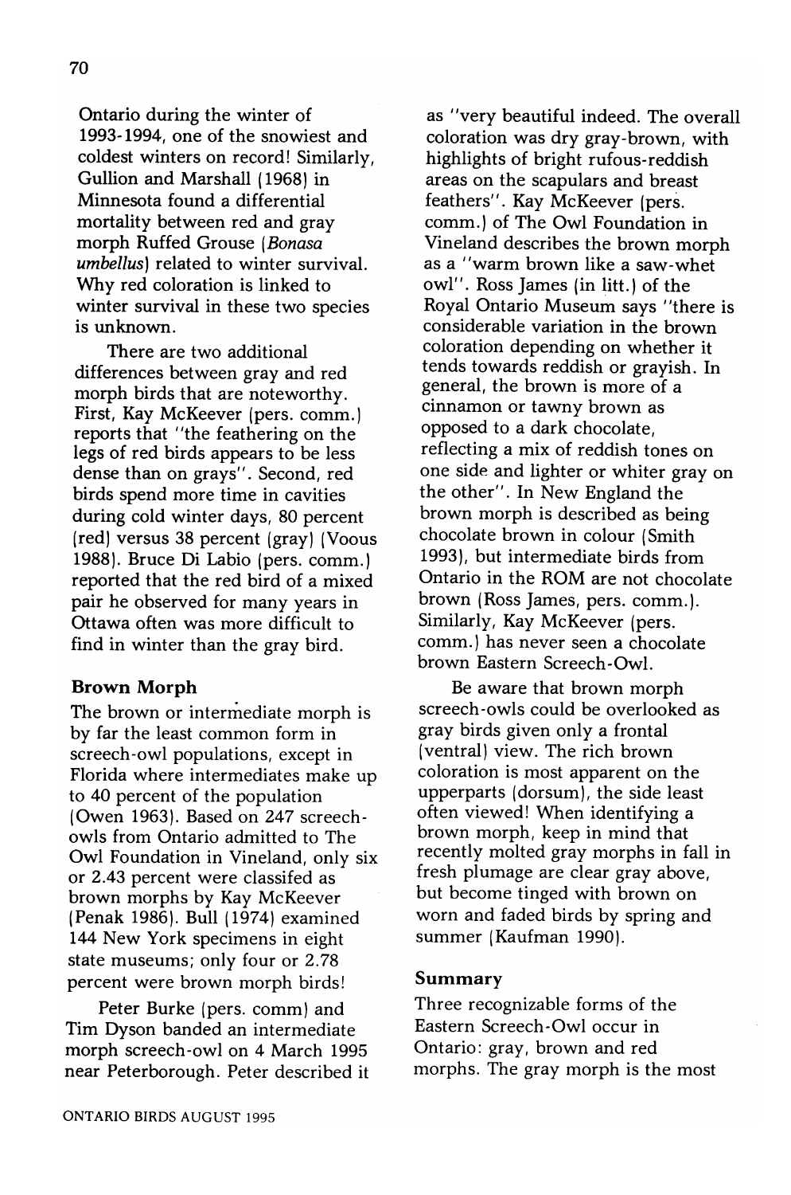Ontario during the winter of 1993-1994, one of the snowiest and coldest winters on record! Similarly, Gullion and Marshall (1968) in Minnesota found a differential mortality between red and gray morph Ruffed Grouse (*Bonasa umbellus*) related to winter survival. Why red coloration is linked to winter survival in these two species is unknown.

There are two additional differences between gray and red morph birds that are noteworthy. First, Kay McKeever (pers. comm.) reports that "the feathering on the legs of red birds appears to be less dense than on grays". Second, red birds spend more time in cavities during cold winter days, 80 percent (red) versus 38 percent (gray) (Voous 1988). Bruce Di Labio (pers. comm.) reported that the red bird of a mixed pair he observed for many years in Ottawa often was more difficult to find in winter than the gray bird.

### Brown Morph

The brown or intermediate morph is by far the least common form in screech-owl populations, except in Florida where intermediates make up to 40 percent of the population (Owen 1963). Based on 247 screech-owls from Ontario admitted to The Owl Foundation in Vineland, only six or 2.43 percent were classifed as brown morphs by Kay McKeever (Penak 1986). Bull (1974) examined 144 New York specimens in eight state museums; only four or 2.78 percent were brown morph birds!

Peter Burke (pers. comm) and Tim Dyson banded an intermediate morph screech-owl on 4 March 1995 near Peterborough. Peter described it as "very beautiful indeed. The overall coloration was dry gray-brown, with highlights of bright rufous-reddish areas on the scapulars and breast feathers". Kay McKeever (pers. comm.) of The Owl Foundation in Vineland describes the brown morph as a "warm brown like a saw-whet owl". Ross James (in litt.) of the Royal Ontario Museum says "there is considerable variation in the brown coloration depending on whether it tends towards reddish or grayish. In general, the brown is more of a cinnamon or tawny brown as opposed to a dark chocolate, reflecting a mix of reddish tones on one side and lighter or whiter gray on the other". In New England the brown morph is described as being chocolate brown in colour (Smith 1993), but intermediate birds from Ontario in the ROM are not chocolate brown (Ross James, pers. comm.). Similarly, Kay McKeever (pers. comm.) has never seen a chocolate brown Eastern Screech-Owl.

Be aware that brown morph screech-owls could be overlooked as gray birds given only a frontal (ventral) view. The rich brown coloration is most apparent on the upperparts (dorsum), the side least often viewed! When identifying a brown morph, keep in mind that recently molted gray morphs in fall in fresh plumage are clear gray above, but become tinged with brown on worn and faded birds by spring and summer (Kaufman 1990).

### Summary

Three recognizable forms of the Eastern Screech-Owl occur in Ontario: gray, brown and red morphs. The gray morph is the most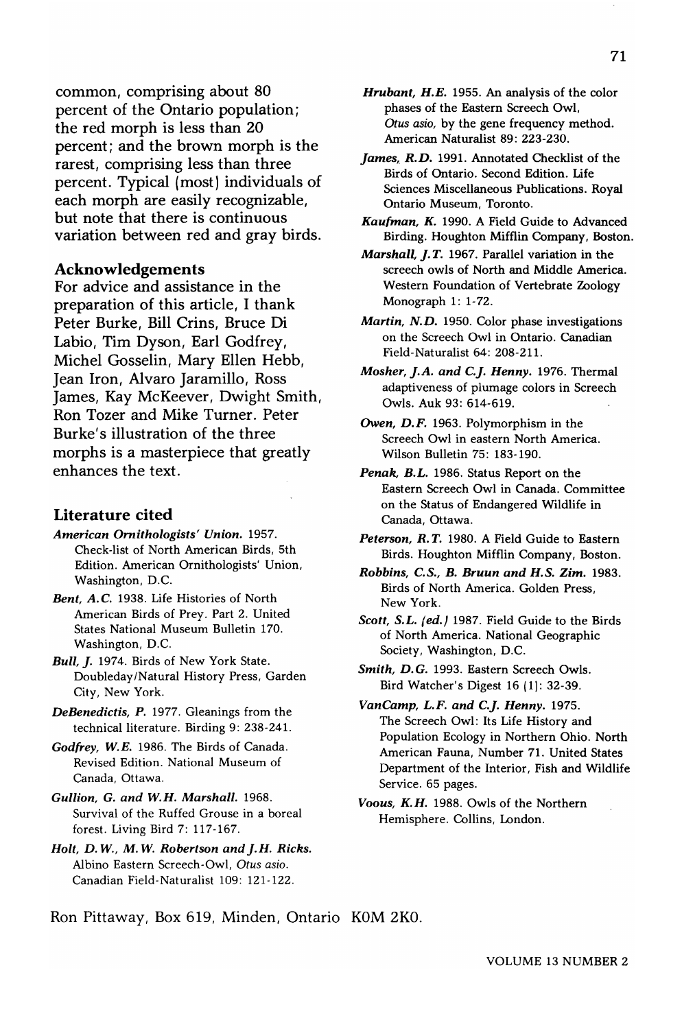common, comprising about 80 percent of the Ontario population; the red morph is less than 20 percent; and the brown morph is the rarest, comprising less than three percent. Typical (most) individuals of each morph are easily recognizable, but note that there is continuous variation between red and gray birds.

### Acknowledgements

For advice and assistance in the preparation of this article, I thank Peter Burke, Bill Crins, Bruce Di Labio, Tim Dyson, Earl Godfrey, Michel Gosselin, Mary Ellen Hebb, Jean Iron, Alvaro Jaramillo, Ross James, Kay McKeever, Dwight Smith, Ron Tozer and Mike Turner. Peter Burke's illustration of the three morphs is a masterpiece that greatly enhances the text.

### Literature cited

***American Ornithologists' Union.*** 1957. Check-list of North American Birds, 5th Edition. American Ornithologists' Union, Washington, D.C.

***Bent, A.C.*** 1938. Life Histories of North American Birds of Prey. Part 2. United States National Museum Bulletin 170. Washington, D.C.

***Bull, J.*** 1974. Birds of New York State. Doubleday/Natural History Press, Garden City, New York.

***DeBenedictis, P.*** 1977. Gleanings from the technical literature. Birding 9: 238-241.

***Godfrey, W.E.*** 1986. The Birds of Canada. Revised Edition. National Museum of Canada, Ottawa.

***Gullion, G. and W.H. Marshall.*** 1968. Survival of the Ruffed Grouse in a boreal forest. Living Bird 7: 117-167.

***Holt, D.W., M.W. Robertson and J.H. Ricks.*** Albino Eastern Screech-Owl, *Otus asio*. Canadian Field-Naturalist 109: 121-122.

***Hrubant, H.E.*** 1955. An analysis of the color phases of the Eastern Screech Owl, *Otus asio*, by the gene frequency method. American Naturalist 89: 223-230.

***James, R.D.*** 1991. Annotated Checklist of the Birds of Ontario. Second Edition. Life Sciences Miscellaneous Publications. Royal Ontario Museum, Toronto.

***Kaufman, K.*** 1990. A Field Guide to Advanced Birding. Houghton Mifflin Company, Boston.

***Marshall, J.T.*** 1967. Parallel variation in the screech owls of North and Middle America. Western Foundation of Vertebrate Zoology Monograph 1: 1-72.

***Martin, N.D.*** 1950. Color phase investigations on the Screech Owl in Ontario. Canadian Field-Naturalist 64: 208-211.

***Mosher, J.A. and C.J. Henny.*** 1976. Thermal adaptiveness of plumage colors in Screech Owls. Auk 93: 614-619.

***Owen, D.F.*** 1963. Polymorphism in the Screech Owl in eastern North America. Wilson Bulletin 75: 183-190.

***Penak, B.L.*** 1986. Status Report on the Eastern Screech Owl in Canada. Committee on the Status of Endangered Wildlife in Canada, Ottawa.

***Peterson, R.T.*** 1980. A Field Guide to Eastern Birds. Houghton Mifflin Company, Boston.

***Robbins, C.S., B. Bruun and H.S. Zim.*** 1983. Birds of North America. Golden Press, New York.

***Scott, S.L. (ed.)*** 1987. Field Guide to the Birds of North America. National Geographic Society, Washington, D.C.

***Smith, D.G.*** 1993. Eastern Screech Owls. Bird Watcher's Digest 16 (1): 32-39.

***VanCamp, L.F. and C.J. Henny.*** 1975. The Screech Owl: Its Life History and Population Ecology in Northern Ohio. North American Fauna, Number 71. United States Department of the Interior, Fish and Wildlife Service. 65 pages.

***Voous, K.H.*** 1988. Owls of the Northern Hemisphere. Collins, London.

Ron Pittaway, Box 619, Minden, Ontario K0M 2K0.